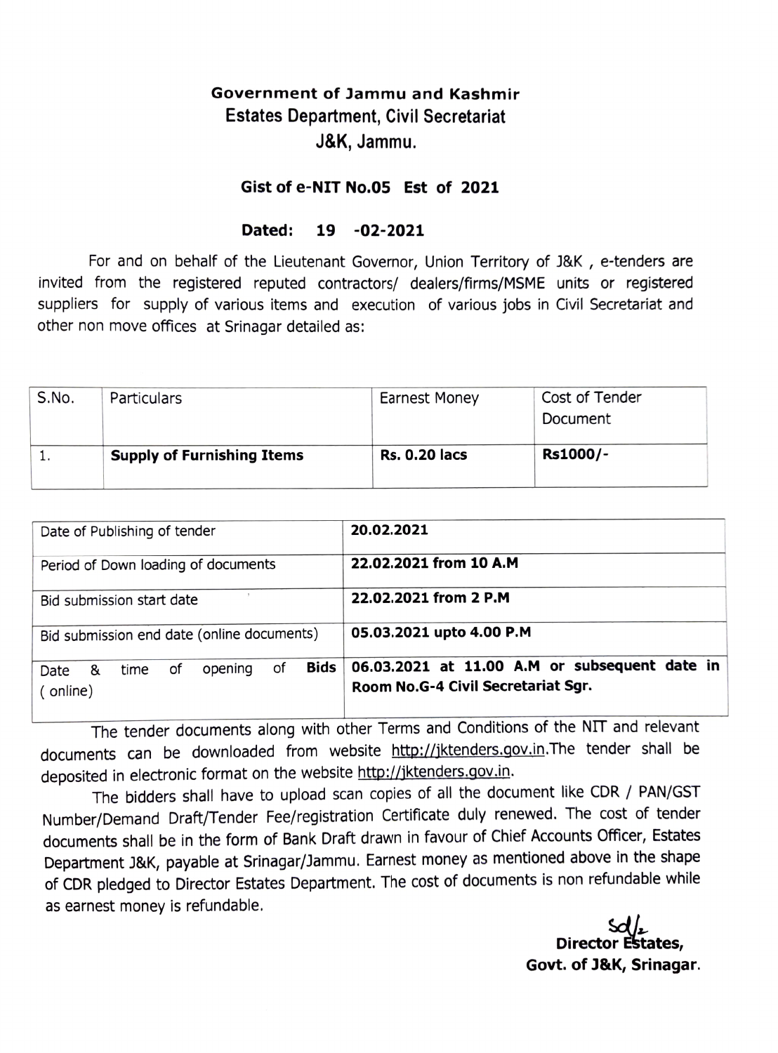# Government of Jammu and Kashmir

## Estates Department, Civil Secretariat

## J&K, Jammu.

### Gist of e-NIT No.05 Est of 2021

**Dated: 19 -02-2021**

For and on behalf of the Lieutenant Governor, Union Territory of J&K , e-tenders are invited from the registered reputed contractors/ dealers/firms/MSME units or registered suppliers for supply of various items and execution of various jobs in Civil Secretariat and other non move offices at Srinagar detailed as:

| S.No. | Particulars | Earnest Money | Cost of Tender Document |
|---|---|---|---|
| 1. | **Supply of Furnishing Items** | **Rs. 0.20 lacs** | **Rs1000/-** |

| | |
|---|---|
| Date of Publishing of tender | **20.02.2021** |
| Period of Down loading of documents | **22.02.2021 from 10 A.M** |
| Bid submission start date | **22.02.2021 from 2 P.M** |
| Bid submission end date (online documents) | **05.03.2021 upto 4.00 P.M** |
| Date & time of opening of **Bids** ( online) | **06.03.2021 at 11.00 A.M or subsequent date in Room No.G-4 Civil Secretariat Sgr.** |

The tender documents along with other Terms and Conditions of the NIT and relevant documents can be downloaded from website http://jktenders.gov.in.The tender shall be deposited in electronic format on the website http://jktenders.gov.in.

The bidders shall have to upload scan copies of all the document like CDR / PAN/GST Number/Demand Draft/Tender Fee/registration Certificate duly renewed. The cost of tender documents shall be in the form of Bank Draft drawn in favour of Chief Accounts Officer, Estates Department J&K, payable at Srinagar/Jammu. Earnest money as mentioned above in the shape of CDR pledged to Director Estates Department. The cost of documents is non refundable while as earnest money is refundable.

Sd/-
**Director Estates,**
**Govt. of J&K, Srinagar.**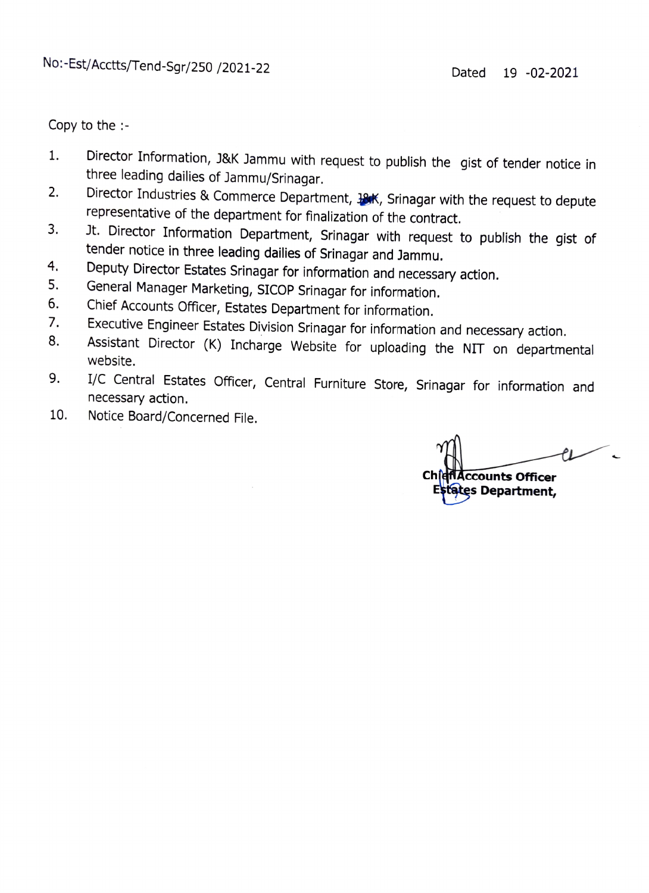No:-Est/Acctts/Tend-Sgr/250 /2021-22 Dated 19 -02-2021

Copy to the :-

1. Director Information, J&K Jammu with request to publish the gist of tender notice in three leading dailies of Jammu/Srinagar.
2. Director Industries & Commerce Department, J&K, Srinagar with the request to depute representative of the department for finalization of the contract.
3. Jt. Director Information Department, Srinagar with request to publish the gist of tender notice in three leading dailies of Srinagar and Jammu.
4. Deputy Director Estates Srinagar for information and necessary action.
5. General Manager Marketing, SICOP Srinagar for information.
6. Chief Accounts Officer, Estates Department for information.
7. Executive Engineer Estates Division Srinagar for information and necessary action.
8. Assistant Director (K) Incharge Website for uploading the NIT on departmental website.
9. I/C Central Estates Officer, Central Furniture Store, Srinagar for information and necessary action.
10. Notice Board/Concerned File.

**Chief Accounts Officer**
**Estates Department,**